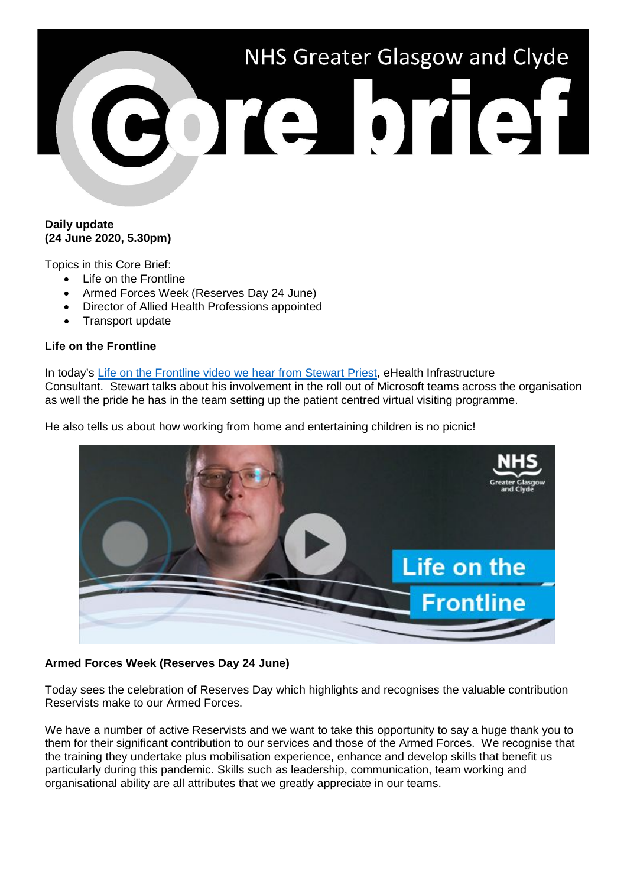# NHS Greater Glasgow and Clyde Core brief

**Daily update**
**(24 June 2020, 5.30pm)**

Topics in this Core Brief:

- Life on the Frontline
- Armed Forces Week (Reserves Day 24 June)
- Director of Allied Health Professions appointed
- Transport update

**Life on the Frontline**

In today's Life on the Frontline video we hear from Stewart Priest, eHealth Infrastructure Consultant. Stewart talks about his involvement in the roll out of Microsoft teams across the organisation as well the pride he has in the team setting up the patient centred virtual visiting programme.

He also tells us about how working from home and entertaining children is no picnic!

**Armed Forces Week (Reserves Day 24 June)**

Today sees the celebration of Reserves Day which highlights and recognises the valuable contribution Reservists make to our Armed Forces.

We have a number of active Reservists and we want to take this opportunity to say a huge thank you to them for their significant contribution to our services and those of the Armed Forces. We recognise that the training they undertake plus mobilisation experience, enhance and develop skills that benefit us particularly during this pandemic. Skills such as leadership, communication, team working and organisational ability are all attributes that we greatly appreciate in our teams.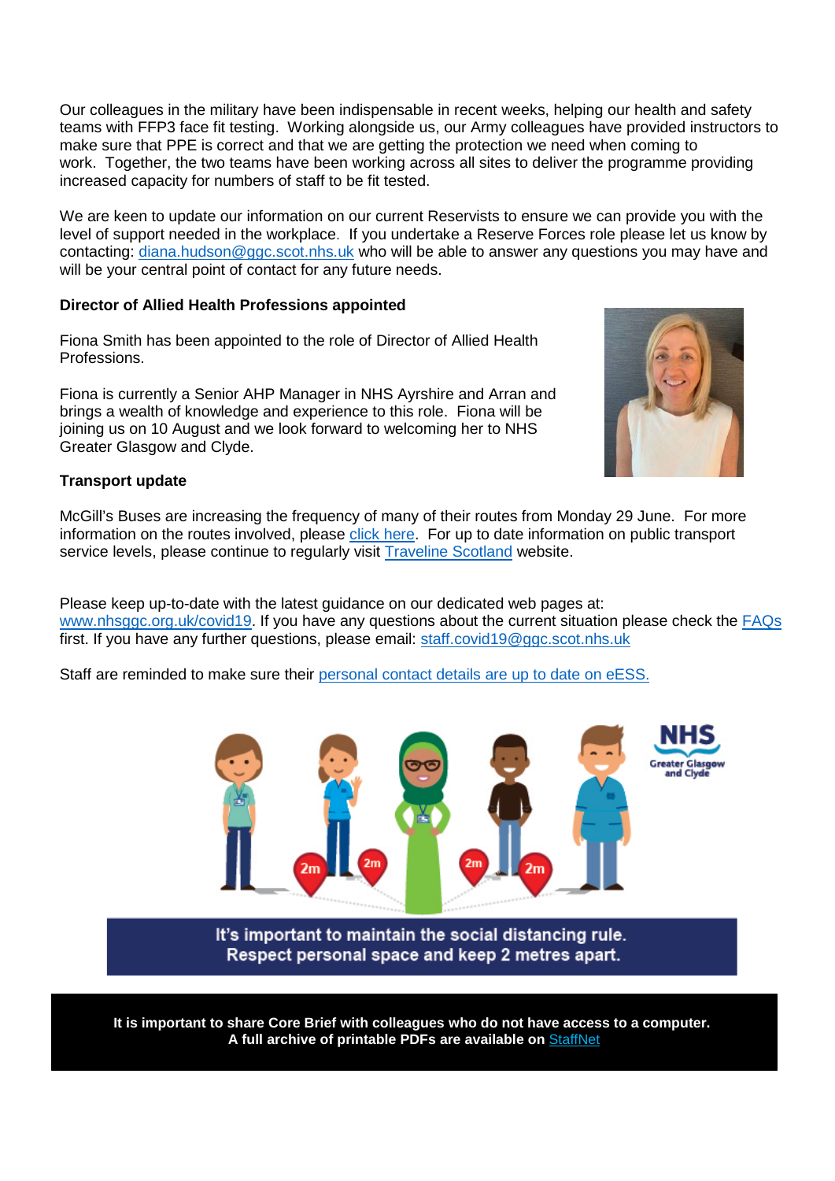Our colleagues in the military have been indispensable in recent weeks, helping our health and safety teams with FFP3 face fit testing. Working alongside us, our Army colleagues have provided instructors to make sure that PPE is correct and that we are getting the protection we need when coming to work. Together, the two teams have been working across all sites to deliver the programme providing increased capacity for numbers of staff to be fit tested.

We are keen to update our information on our current Reservists to ensure we can provide you with the level of support needed in the workplace. If you undertake a Reserve Forces role please let us know by contacting: diana.hudson@ggc.scot.nhs.uk who will be able to answer any questions you may have and will be your central point of contact for any future needs.

**Director of Allied Health Professions appointed**

Fiona Smith has been appointed to the role of Director of Allied Health Professions.

Fiona is currently a Senior AHP Manager in NHS Ayrshire and Arran and brings a wealth of knowledge and experience to this role. Fiona will be joining us on 10 August and we look forward to welcoming her to NHS Greater Glasgow and Clyde.

**Transport update**

McGill's Buses are increasing the frequency of many of their routes from Monday 29 June. For more information on the routes involved, please click here. For up to date information on public transport service levels, please continue to regularly visit Traveline Scotland website.

Please keep up-to-date with the latest guidance on our dedicated web pages at: www.nhsggc.org.uk/covid19. If you have any questions about the current situation please check the FAQs first. If you have any further questions, please email: staff.covid19@ggc.scot.nhs.uk

Staff are reminded to make sure their personal contact details are up to date on eSS.

It's important to maintain the social distancing rule.
Respect personal space and keep 2 metres apart.

**It is important to share Core Brief with colleagues who do not have access to a computer.**
**A full archive of printable PDFs are available on StaffNet**